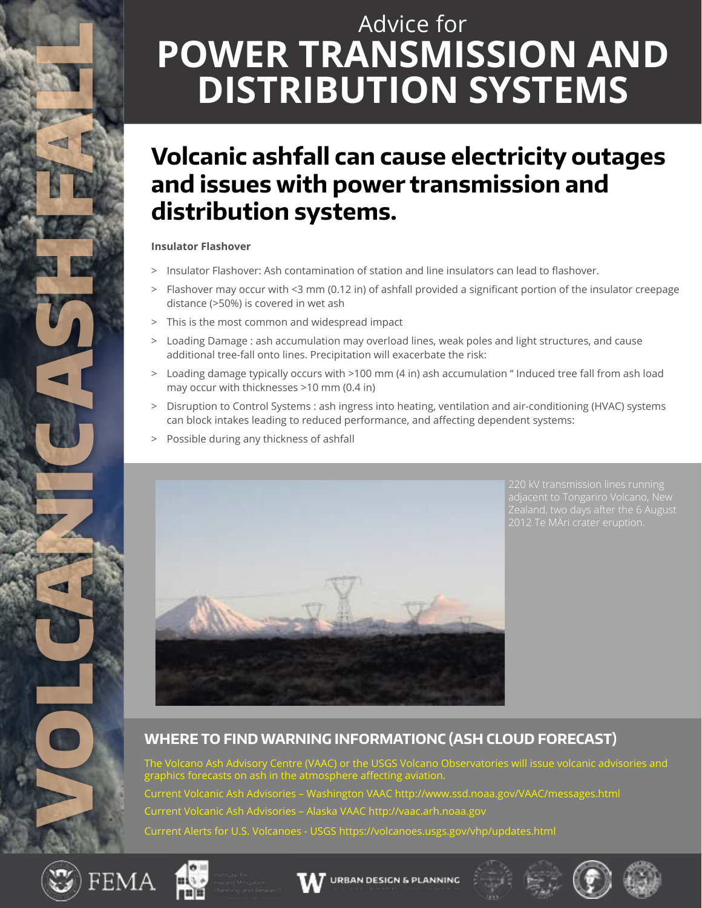VOLCANIC ASHFALL

Advice for

# POWER TRANSMISSION AND DISTRIBUTION SYSTEMS

## Volcanic ashfall can cause electricity outages and issues with power transmission and distribution systems.

**Insulator Flashover**

- Insulator Flashover: Ash contamination of station and line insulators can lead to flashover.
- Flashover may occur with <3 mm (0.12 in) of ashfall provided a significant portion of the insulator creepage distance (>50%) is covered in wet ash
- This is the most common and widespread impact
- Loading Damage : ash accumulation may overload lines, weak poles and light structures, and cause additional tree-fall onto lines. Precipitation will exacerbate the risk:
- Loading damage typically occurs with >100 mm (4 in) ash accumulation " Induced tree fall from ash load may occur with thicknesses >10 mm (0.4 in)
- Disruption to Control Systems : ash ingress into heating, ventilation and air-conditioning (HVAC) systems can block intakes leading to reduced performance, and affecting dependent systems:
- Possible during any thickness of ashfall

220 kV transmission lines running adjacent to Tongariro Volcano, New Zealand, two days after the 6 August 2012 Te MÄri crater eruption.

## WHERE TO FIND WARNING INFORMATIONC (ASH CLOUD FORECAST)

The Volcano Ash Advisory Centre (VAAC) or the USGS Volcano Observatories will issue volcanic advisories and graphics forecasts on ash in the atmosphere affecting aviation.

Current Volcanic Ash Advisories – Washington VAAC http://www.ssd.noaa.gov/VAAC/messages.html

Current Volcanic Ash Advisories – Alaska VAAC http://vaac.arh.noaa.gov

Current Alerts for U.S. Volcanoes - USGS https://volcanoes.usgs.gov/vhp/updates.html

FEMA

URBAN DESIGN & PLANNING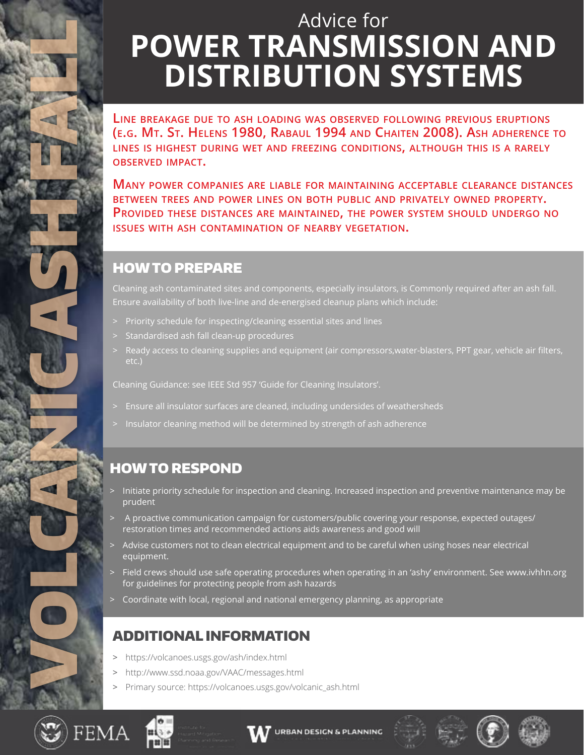VOLCANIC ASH FALL

Advice for

# POWER TRANSMISSION AND DISTRIBUTION SYSTEMS

**Line breakage due to ash loading was observed following previous eruptions (e.g. Mt. St. Helens 1980, Rabaul 1994 and Chaiten 2008). Ash adherence to lines is highest during wet and freezing conditions, although this is a rarely observed impact.**

**Many power companies are liable for maintaining acceptable clearance distances between trees and power lines on both public and privately owned property. Provided these distances are maintained, the power system should undergo no issues with ash contamination of nearby vegetation.**

## HOW TO PREPARE

Cleaning ash contaminated sites and components, especially insulators, is Commonly required after an ash fall. Ensure availability of both live-line and de-energised cleanup plans which include:

> Priority schedule for inspecting/cleaning essential sites and lines
> Standardised ash fall clean-up procedures
> Ready access to cleaning supplies and equipment (air compressors,water-blasters, PPT gear, vehicle air filters, etc.)

Cleaning Guidance: see IEEE Std 957 'Guide for Cleaning Insulators'.

> Ensure all insulator surfaces are cleaned, including undersides of weathersheds
> Insulator cleaning method will be determined by strength of ash adherence

## HOW TO RESPOND

> Initiate priority schedule for inspection and cleaning. Increased inspection and preventive maintenance may be prudent
> A proactive communication campaign for customers/public covering your response, expected outages/restoration times and recommended actions aids awareness and good will
> Advise customers not to clean electrical equipment and to be careful when using hoses near electrical equipment.
> Field crews should use safe operating procedures when operating in an 'ashy' environment. See www.ivhhn.org for guidelines for protecting people from ash hazards
> Coordinate with local, regional and national emergency planning, as appropriate

## ADDITIONAL INFORMATION

> https://volcanoes.usgs.gov/ash/index.html
> http://www.ssd.noaa.gov/VAAC/messages.html
> Primary source: https://volcanoes.usgs.gov/volcanic_ash.html

FEMA

URBAN DESIGN & PLANNING